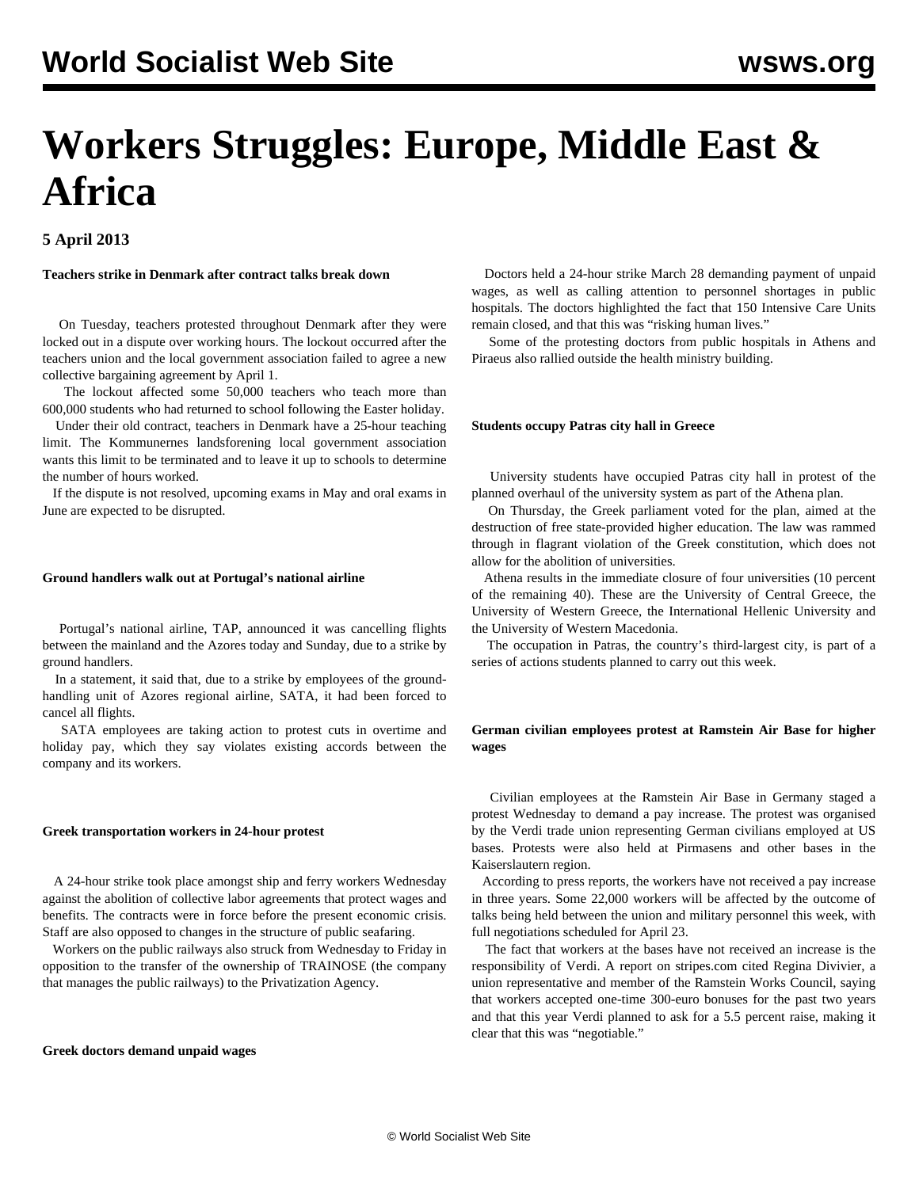# Workers Struggles: Europe, Middle East & Africa

**5 April 2013**

**Teachers strike in Denmark after contract talks break down**

On Tuesday, teachers protested throughout Denmark after they were locked out in a dispute over working hours. The lockout occurred after the teachers union and the local government association failed to agree a new collective bargaining agreement by April 1.

The lockout affected some 50,000 teachers who teach more than 600,000 students who had returned to school following the Easter holiday.

Under their old contract, teachers in Denmark have a 25-hour teaching limit. The Kommunernes landsforening local government association wants this limit to be terminated and to leave it up to schools to determine the number of hours worked.

If the dispute is not resolved, upcoming exams in May and oral exams in June are expected to be disrupted.

**Ground handlers walk out at Portugal's national airline**

Portugal's national airline, TAP, announced it was cancelling flights between the mainland and the Azores today and Sunday, due to a strike by ground handlers.

In a statement, it said that, due to a strike by employees of the ground-handling unit of Azores regional airline, SATA, it had been forced to cancel all flights.

SATA employees are taking action to protest cuts in overtime and holiday pay, which they say violates existing accords between the company and its workers.

**Greek transportation workers in 24-hour protest**

A 24-hour strike took place amongst ship and ferry workers Wednesday against the abolition of collective labor agreements that protect wages and benefits. The contracts were in force before the present economic crisis. Staff are also opposed to changes in the structure of public seafaring.

Workers on the public railways also struck from Wednesday to Friday in opposition to the transfer of the ownership of TRAINOSE (the company that manages the public railways) to the Privatization Agency.

**Greek doctors demand unpaid wages**

Doctors held a 24-hour strike March 28 demanding payment of unpaid wages, as well as calling attention to personnel shortages in public hospitals. The doctors highlighted the fact that 150 Intensive Care Units remain closed, and that this was "risking human lives."

Some of the protesting doctors from public hospitals in Athens and Piraeus also rallied outside the health ministry building.

**Students occupy Patras city hall in Greece**

University students have occupied Patras city hall in protest of the planned overhaul of the university system as part of the Athena plan.

On Thursday, the Greek parliament voted for the plan, aimed at the destruction of free state-provided higher education. The law was rammed through in flagrant violation of the Greek constitution, which does not allow for the abolition of universities.

Athena results in the immediate closure of four universities (10 percent of the remaining 40). These are the University of Central Greece, the University of Western Greece, the International Hellenic University and the University of Western Macedonia.

The occupation in Patras, the country's third-largest city, is part of a series of actions students planned to carry out this week.

**German civilian employees protest at Ramstein Air Base for higher wages**

Civilian employees at the Ramstein Air Base in Germany staged a protest Wednesday to demand a pay increase. The protest was organised by the Verdi trade union representing German civilians employed at US bases. Protests were also held at Pirmasens and other bases in the Kaiserslautern region.

According to press reports, the workers have not received a pay increase in three years. Some 22,000 workers will be affected by the outcome of talks being held between the union and military personnel this week, with full negotiations scheduled for April 23.

The fact that workers at the bases have not received an increase is the responsibility of Verdi. A report on stripes.com cited Regina Divivier, a union representative and member of the Ramstein Works Council, saying that workers accepted one-time 300-euro bonuses for the past two years and that this year Verdi planned to ask for a 5.5 percent raise, making it clear that this was "negotiable."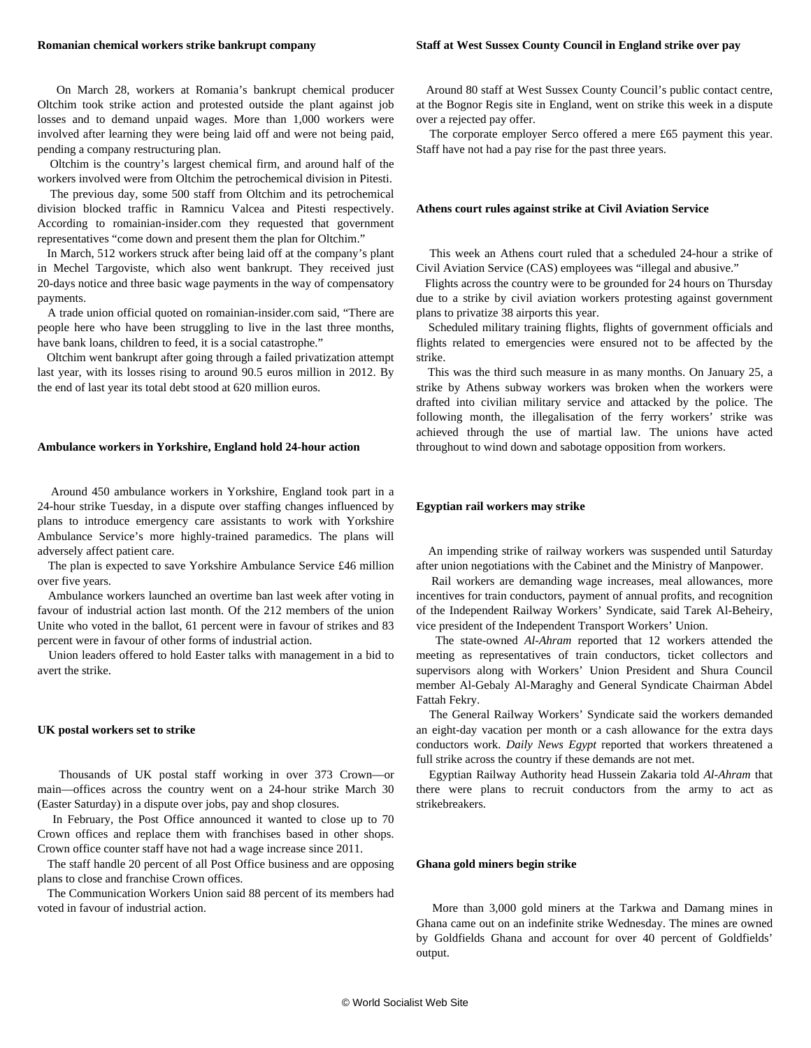**Romanian chemical workers strike bankrupt company**

On March 28, workers at Romania's bankrupt chemical producer Oltchim took strike action and protested outside the plant against job losses and to demand unpaid wages. More than 1,000 workers were involved after learning they were being laid off and were not being paid, pending a company restructuring plan.

Oltchim is the country's largest chemical firm, and around half of the workers involved were from Oltchim the petrochemical division in Pitesti.

The previous day, some 500 staff from Oltchim and its petrochemical division blocked traffic in Ramnicu Valcea and Pitesti respectively. According to romainian-insider.com they requested that government representatives "come down and present them the plan for Oltchim."

In March, 512 workers struck after being laid off at the company's plant in Mechel Targoviste, which also went bankrupt. They received just 20-days notice and three basic wage payments in the way of compensatory payments.

A trade union official quoted on romainian-insider.com said, "There are people here who have been struggling to live in the last three months, have bank loans, children to feed, it is a social catastrophe."

Oltchim went bankrupt after going through a failed privatization attempt last year, with its losses rising to around 90.5 euros million in 2012. By the end of last year its total debt stood at 620 million euros.

**Ambulance workers in Yorkshire, England hold 24-hour action**

Around 450 ambulance workers in Yorkshire, England took part in a 24-hour strike Tuesday, in a dispute over staffing changes influenced by plans to introduce emergency care assistants to work with Yorkshire Ambulance Service's more highly-trained paramedics. The plans will adversely affect patient care.

The plan is expected to save Yorkshire Ambulance Service £46 million over five years.

Ambulance workers launched an overtime ban last week after voting in favour of industrial action last month. Of the 212 members of the union Unite who voted in the ballot, 61 percent were in favour of strikes and 83 percent were in favour of other forms of industrial action.

Union leaders offered to hold Easter talks with management in a bid to avert the strike.

**UK postal workers set to strike**

Thousands of UK postal staff working in over 373 Crown—or main—offices across the country went on a 24-hour strike March 30 (Easter Saturday) in a dispute over jobs, pay and shop closures.

In February, the Post Office announced it wanted to close up to 70 Crown offices and replace them with franchises based in other shops. Crown office counter staff have not had a wage increase since 2011.

The staff handle 20 percent of all Post Office business and are opposing plans to close and franchise Crown offices.

The Communication Workers Union said 88 percent of its members had voted in favour of industrial action.

**Staff at West Sussex County Council in England strike over pay**

Around 80 staff at West Sussex County Council's public contact centre, at the Bognor Regis site in England, went on strike this week in a dispute over a rejected pay offer.

The corporate employer Serco offered a mere £65 payment this year. Staff have not had a pay rise for the past three years.

**Athens court rules against strike at Civil Aviation Service**

This week an Athens court ruled that a scheduled 24-hour a strike of Civil Aviation Service (CAS) employees was "illegal and abusive."

Flights across the country were to be grounded for 24 hours on Thursday due to a strike by civil aviation workers protesting against government plans to privatize 38 airports this year.

Scheduled military training flights, flights of government officials and flights related to emergencies were ensured not to be affected by the strike.

This was the third such measure in as many months. On January 25, a strike by Athens subway workers was broken when the workers were drafted into civilian military service and attacked by the police. The following month, the illegalisation of the ferry workers' strike was achieved through the use of martial law. The unions have acted throughout to wind down and sabotage opposition from workers.

**Egyptian rail workers may strike**

An impending strike of railway workers was suspended until Saturday after union negotiations with the Cabinet and the Ministry of Manpower.

Rail workers are demanding wage increases, meal allowances, more incentives for train conductors, payment of annual profits, and recognition of the Independent Railway Workers' Syndicate, said Tarek Al-Beheiry, vice president of the Independent Transport Workers' Union.

The state-owned *Al-Ahram* reported that 12 workers attended the meeting as representatives of train conductors, ticket collectors and supervisors along with Workers' Union President and Shura Council member Al-Gebaly Al-Maraghy and General Syndicate Chairman Abdel Fattah Fekry.

The General Railway Workers' Syndicate said the workers demanded an eight-day vacation per month or a cash allowance for the extra days conductors work. *Daily News Egypt* reported that workers threatened a full strike across the country if these demands are not met.

Egyptian Railway Authority head Hussein Zakaria told *Al-Ahram* that there were plans to recruit conductors from the army to act as strikebreakers.

**Ghana gold miners begin strike**

More than 3,000 gold miners at the Tarkwa and Damang mines in Ghana came out on an indefinite strike Wednesday. The mines are owned by Goldfields Ghana and account for over 40 percent of Goldfields' output.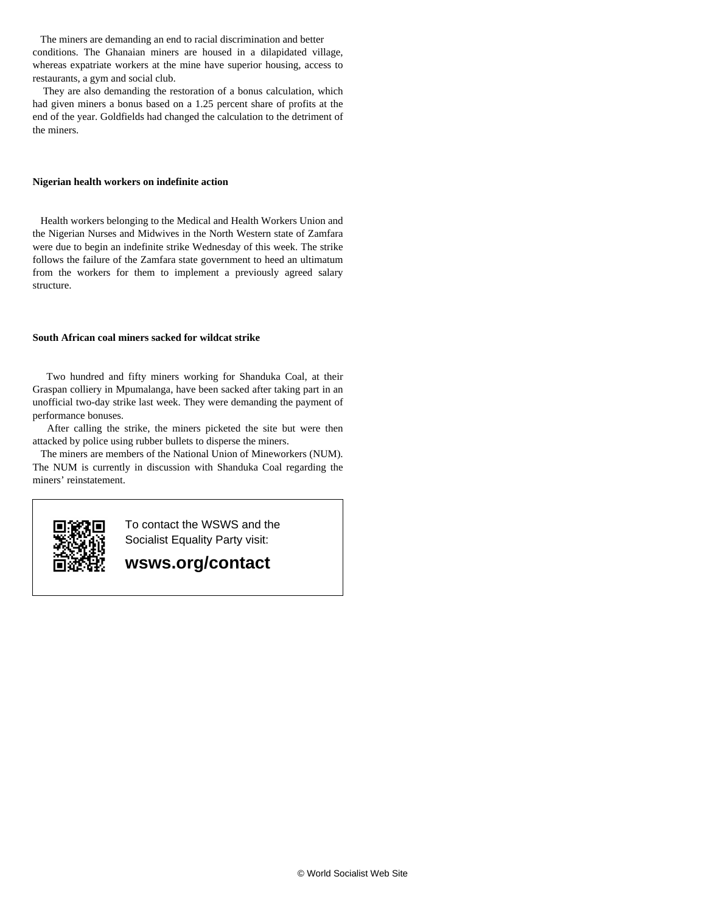The miners are demanding an end to racial discrimination and better conditions. The Ghanaian miners are housed in a dilapidated village, whereas expatriate workers at the mine have superior housing, access to restaurants, a gym and social club.

They are also demanding the restoration of a bonus calculation, which had given miners a bonus based on a 1.25 percent share of profits at the end of the year. Goldfields had changed the calculation to the detriment of the miners.

**Nigerian health workers on indefinite action**

Health workers belonging to the Medical and Health Workers Union and the Nigerian Nurses and Midwives in the North Western state of Zamfara were due to begin an indefinite strike Wednesday of this week. The strike follows the failure of the Zamfara state government to heed an ultimatum from the workers for them to implement a previously agreed salary structure.

**South African coal miners sacked for wildcat strike**

Two hundred and fifty miners working for Shanduka Coal, at their Graspan colliery in Mpumalanga, have been sacked after taking part in an unofficial two-day strike last week. They were demanding the payment of performance bonuses.

After calling the strike, the miners picketed the site but were then attacked by police using rubber bullets to disperse the miners.

The miners are members of the National Union of Mineworkers (NUM). The NUM is currently in discussion with Shanduka Coal regarding the miners' reinstatement.

To contact the WSWS and the Socialist Equality Party visit:

**wsws.org/contact**